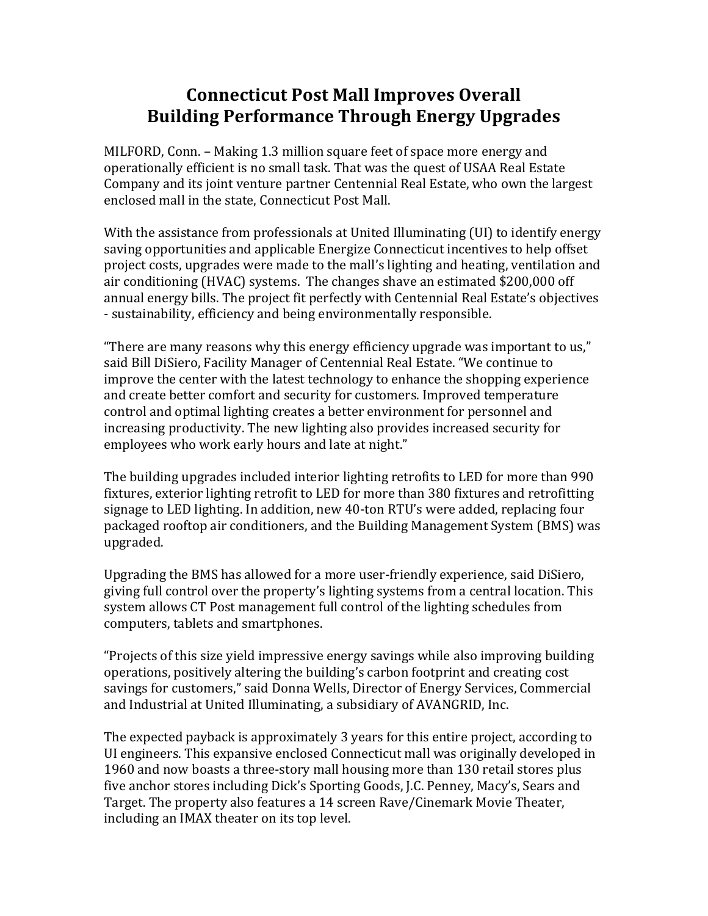# Connecticut Post Mall Improves Overall Building Performance Through Energy Upgrades

MILFORD, Conn. – Making 1.3 million square feet of space more energy and operationally efficient is no small task. That was the quest of USAA Real Estate Company and its joint venture partner Centennial Real Estate, who own the largest enclosed mall in the state, Connecticut Post Mall.

With the assistance from professionals at United Illuminating (UI) to identify energy saving opportunities and applicable Energize Connecticut incentives to help offset project costs, upgrades were made to the mall's lighting and heating, ventilation and air conditioning (HVAC) systems. The changes shave an estimated $200,000 off annual energy bills. The project fit perfectly with Centennial Real Estate's objectives - sustainability, efficiency and being environmentally responsible.

"There are many reasons why this energy efficiency upgrade was important to us," said Bill DiSiero, Facility Manager of Centennial Real Estate. "We continue to improve the center with the latest technology to enhance the shopping experience and create better comfort and security for customers. Improved temperature control and optimal lighting creates a better environment for personnel and increasing productivity. The new lighting also provides increased security for employees who work early hours and late at night."

The building upgrades included interior lighting retrofits to LED for more than 990 fixtures, exterior lighting retrofit to LED for more than 380 fixtures and retrofitting signage to LED lighting. In addition, new 40-ton RTU's were added, replacing four packaged rooftop air conditioners, and the Building Management System (BMS) was upgraded.

Upgrading the BMS has allowed for a more user-friendly experience, said DiSiero, giving full control over the property's lighting systems from a central location. This system allows CT Post management full control of the lighting schedules from computers, tablets and smartphones.

"Projects of this size yield impressive energy savings while also improving building operations, positively altering the building's carbon footprint and creating cost savings for customers," said Donna Wells, Director of Energy Services, Commercial and Industrial at United Illuminating, a subsidiary of AVANGRID, Inc.

The expected payback is approximately 3 years for this entire project, according to UI engineers. This expansive enclosed Connecticut mall was originally developed in 1960 and now boasts a three-story mall housing more than 130 retail stores plus five anchor stores including Dick's Sporting Goods, J.C. Penney, Macy's, Sears and Target. The property also features a 14 screen Rave/Cinemark Movie Theater, including an IMAX theater on its top level.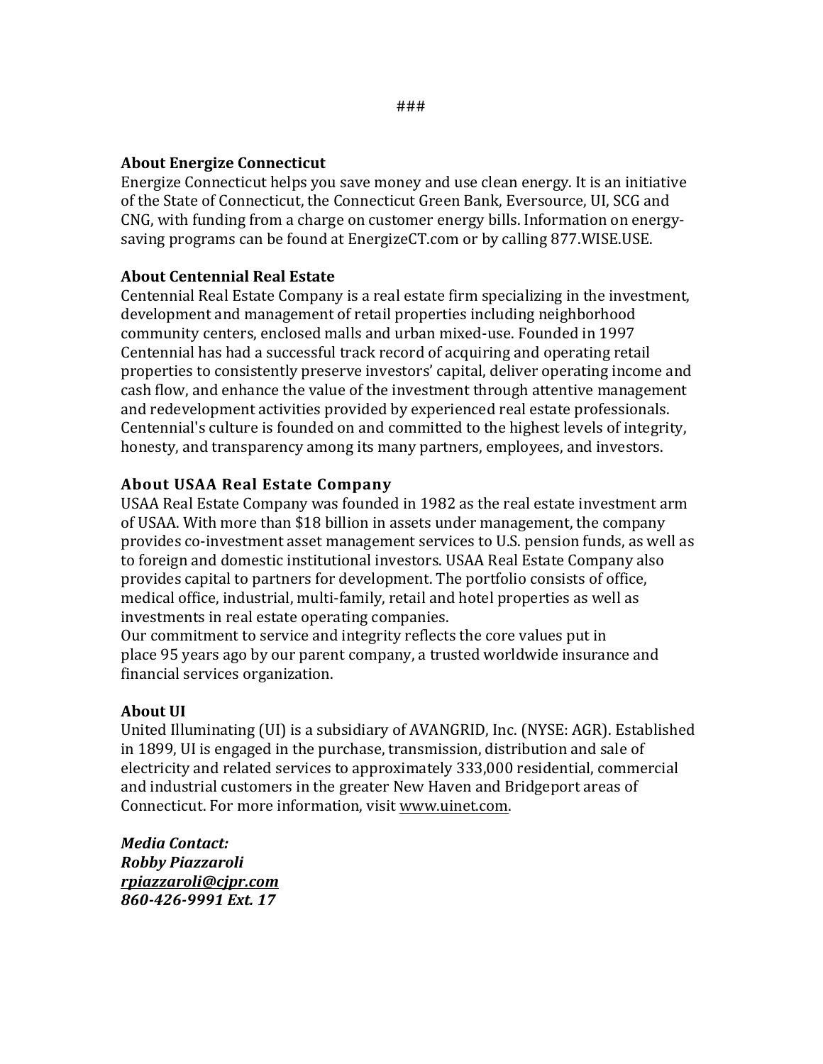###

**About Energize Connecticut**

Energize Connecticut helps you save money and use clean energy. It is an initiative of the State of Connecticut, the Connecticut Green Bank, Eversource, UI, SCG and CNG, with funding from a charge on customer energy bills. Information on energy-saving programs can be found at EnergizeCT.com or by calling 877.WISE.USE.

**About Centennial Real Estate**

Centennial Real Estate Company is a real estate firm specializing in the investment, development and management of retail properties including neighborhood community centers, enclosed malls and urban mixed-use. Founded in 1997 Centennial has had a successful track record of acquiring and operating retail properties to consistently preserve investors' capital, deliver operating income and cash flow, and enhance the value of the investment through attentive management and redevelopment activities provided by experienced real estate professionals. Centennial's culture is founded on and committed to the highest levels of integrity, honesty, and transparency among its many partners, employees, and investors.

**About USAA Real Estate Company**

USAA Real Estate Company was founded in 1982 as the real estate investment arm of USAA. With more than $18 billion in assets under management, the company provides co-investment asset management services to U.S. pension funds, as well as to foreign and domestic institutional investors. USAA Real Estate Company also provides capital to partners for development. The portfolio consists of office, medical office, industrial, multi-family, retail and hotel properties as well as investments in real estate operating companies.
Our commitment to service and integrity reflects the core values put in place 95 years ago by our parent company, a trusted worldwide insurance and financial services organization.

**About UI**

United Illuminating (UI) is a subsidiary of AVANGRID, Inc. (NYSE: AGR). Established in 1899, UI is engaged in the purchase, transmission, distribution and sale of electricity and related services to approximately 333,000 residential, commercial and industrial customers in the greater New Haven and Bridgeport areas of Connecticut. For more information, visit www.uinet.com.

***Media Contact:***
***Robby Piazzaroli***
***rpiazzaroli@cjpr.com***
***860-426-9991 Ext. 17***